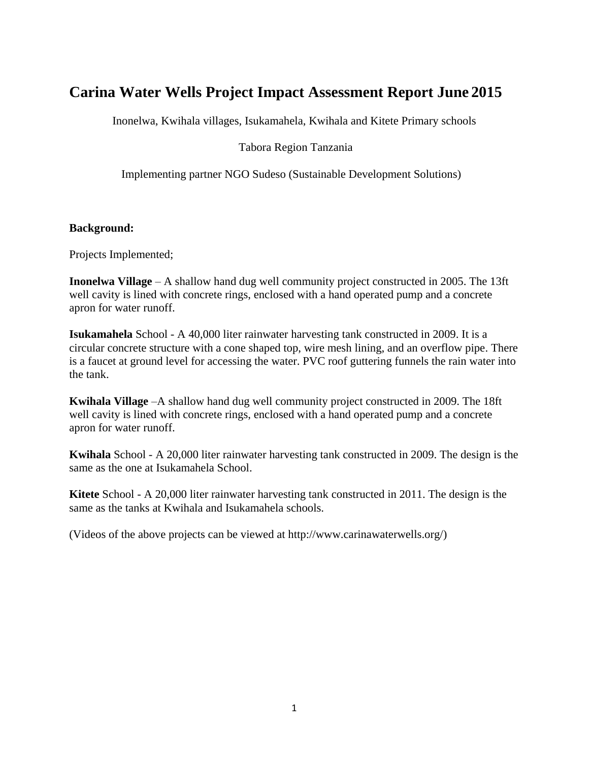# Carina Water Wells Project Impact Assessment Report June 2015

Inonelwa, Kwihala villages, Isukamahela, Kwihala and Kitete Primary schools

Tabora Region Tanzania

Implementing partner NGO Sudeso (Sustainable Development Solutions)

**Background:**

Projects Implemented;

**Inonelwa Village** – A shallow hand dug well community project constructed in 2005. The 13ft well cavity is lined with concrete rings, enclosed with a hand operated pump and a concrete apron for water runoff.

**Isukamahela** School - A 40,000 liter rainwater harvesting tank constructed in 2009. It is a circular concrete structure with a cone shaped top, wire mesh lining, and an overflow pipe. There is a faucet at ground level for accessing the water. PVC roof guttering funnels the rain water into the tank.

**Kwihala Village** –A shallow hand dug well community project constructed in 2009. The 18ft well cavity is lined with concrete rings, enclosed with a hand operated pump and a concrete apron for water runoff.

**Kwihala** School - A 20,000 liter rainwater harvesting tank constructed in 2009. The design is the same as the one at Isukamahela School.

**Kitete** School - A 20,000 liter rainwater harvesting tank constructed in 2011. The design is the same as the tanks at Kwihala and Isukamahela schools.

(Videos of the above projects can be viewed at http://www.carinawaterwells.org/)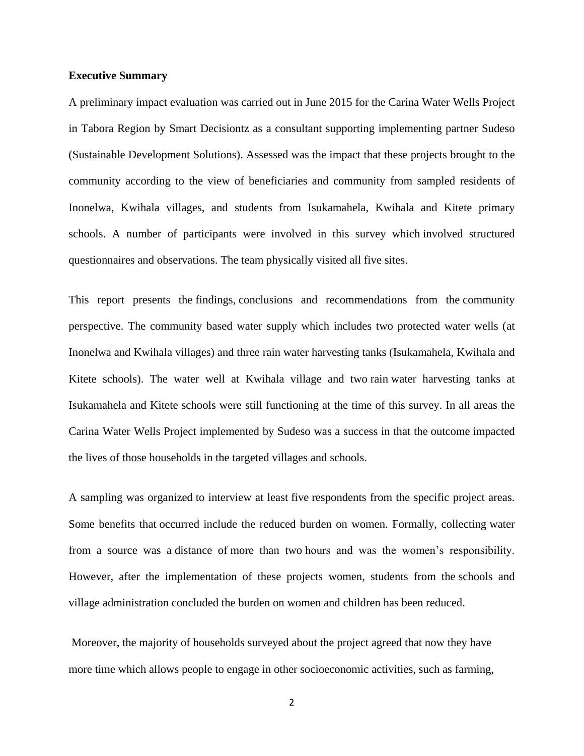**Executive Summary**

A preliminary impact evaluation was carried out in June 2015 for the Carina Water Wells Project in Tabora Region by Smart Decisiontz as a consultant supporting implementing partner Sudeso (Sustainable Development Solutions). Assessed was the impact that these projects brought to the community according to the view of beneficiaries and community from sampled residents of Inonelwa, Kwihala villages, and students from Isukamahela, Kwihala and Kitete primary schools. A number of participants were involved in this survey which involved structured questionnaires and observations. The team physically visited all five sites.

This report presents the findings, conclusions and recommendations from the community perspective. The community based water supply which includes two protected water wells (at Inonelwa and Kwihala villages) and three rain water harvesting tanks (Isukamahela, Kwihala and Kitete schools). The water well at Kwihala village and two rain water harvesting tanks at Isukamahela and Kitete schools were still functioning at the time of this survey. In all areas the Carina Water Wells Project implemented by Sudeso was a success in that the outcome impacted the lives of those households in the targeted villages and schools.

A sampling was organized to interview at least five respondents from the specific project areas. Some benefits that occurred include the reduced burden on women. Formally, collecting water from a source was a distance of more than two hours and was the women's responsibility. However, after the implementation of these projects women, students from the schools and village administration concluded the burden on women and children has been reduced.

Moreover, the majority of households surveyed about the project agreed that now they have more time which allows people to engage in other socioeconomic activities, such as farming,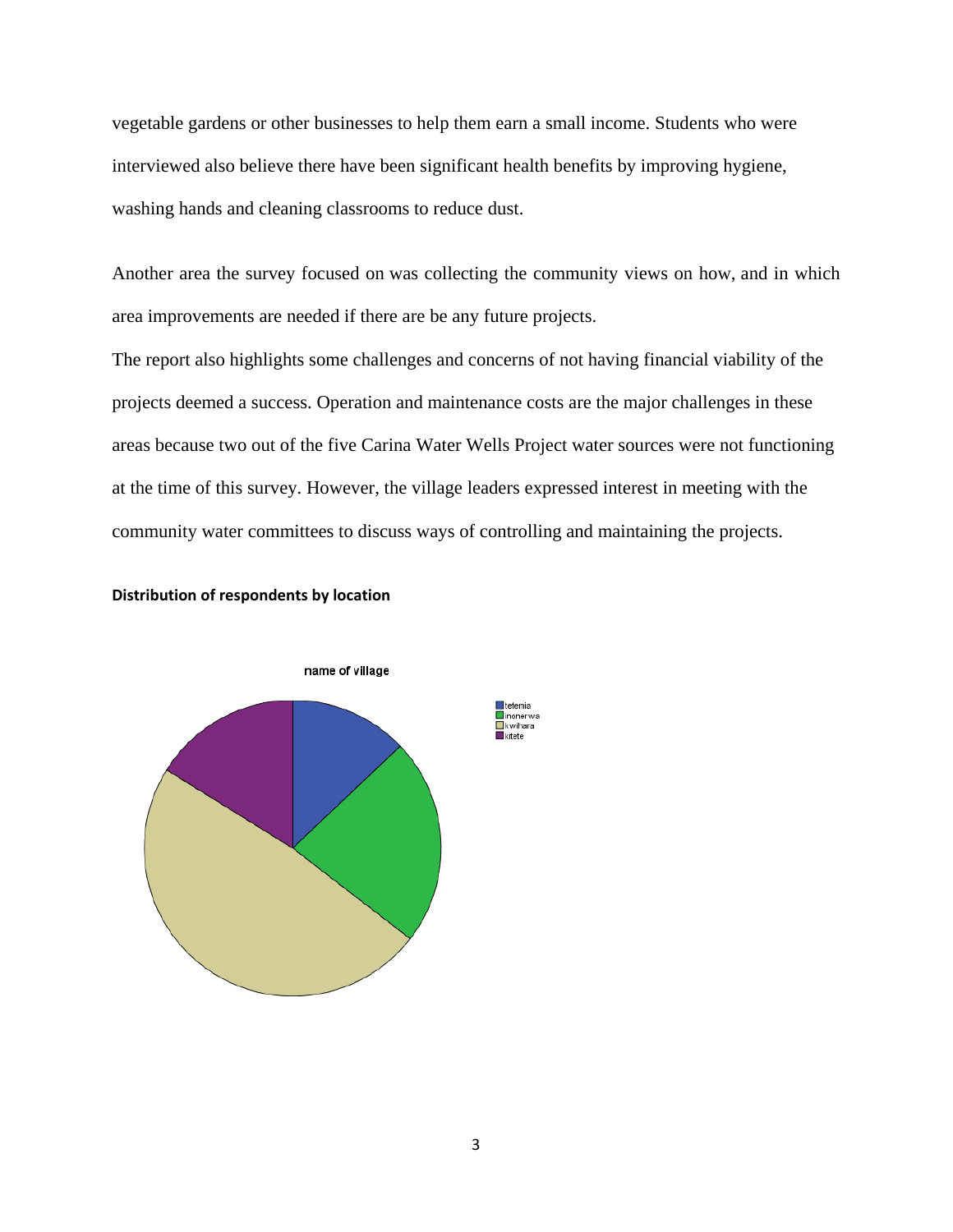vegetable gardens or other businesses to help them earn a small income. Students who were interviewed also believe there have been significant health benefits by improving hygiene, washing hands and cleaning classrooms to reduce dust.

Another area the survey focused on was collecting the community views on how, and in which area improvements are needed if there are be any future projects.

The report also highlights some challenges and concerns of not having financial viability of the projects deemed a success. Operation and maintenance costs are the major challenges in these areas because two out of the five Carina Water Wells Project water sources were not functioning at the time of this survey. However, the village leaders expressed interest in meeting with the community water committees to discuss ways of controlling and maintaining the projects.

**Distribution of respondents by location**

name of village

tetemia
inonerwa
kwihara
kitete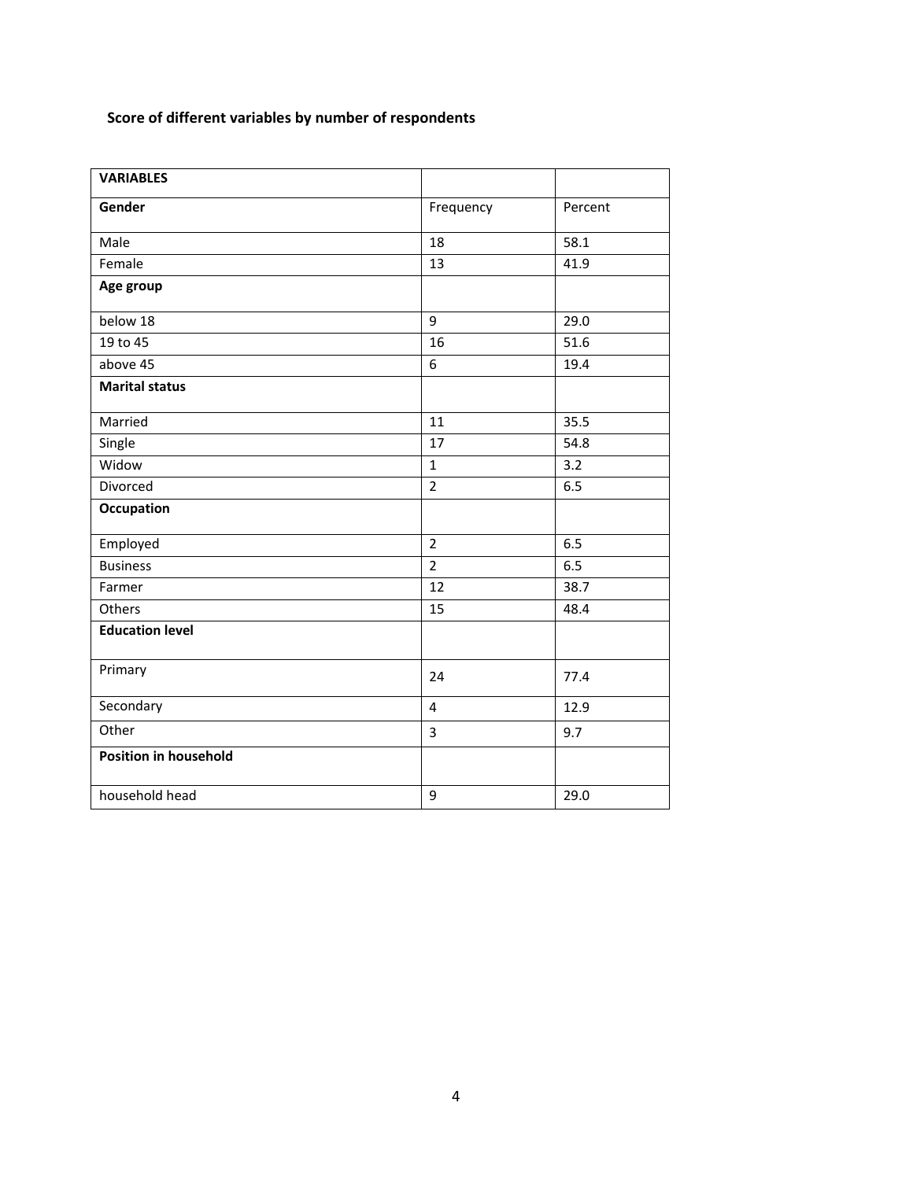**Score of different variables by number of respondents**

| **VARIABLES** | | |
|---|---|---|
| **Gender** | Frequency | Percent |
| Male | 18 | 58.1 |
| Female | 13 | 41.9 |
| **Age group** | | |
| below 18 | 9 | 29.0 |
| 19 to 45 | 16 | 51.6 |
| above 45 | 6 | 19.4 |
| **Marital status** | | |
| Married | 11 | 35.5 |
| Single | 17 | 54.8 |
| Widow | 1 | 3.2 |
| Divorced | 2 | 6.5 |
| **Occupation** | | |
| Employed | 2 | 6.5 |
| Business | 2 | 6.5 |
| Farmer | 12 | 38.7 |
| Others | 15 | 48.4 |
| **Education level** | | |
| Primary | 24 | 77.4 |
| Secondary | 4 | 12.9 |
| Other | 3 | 9.7 |
| **Position in household** | | |
| household head | 9 | 29.0 |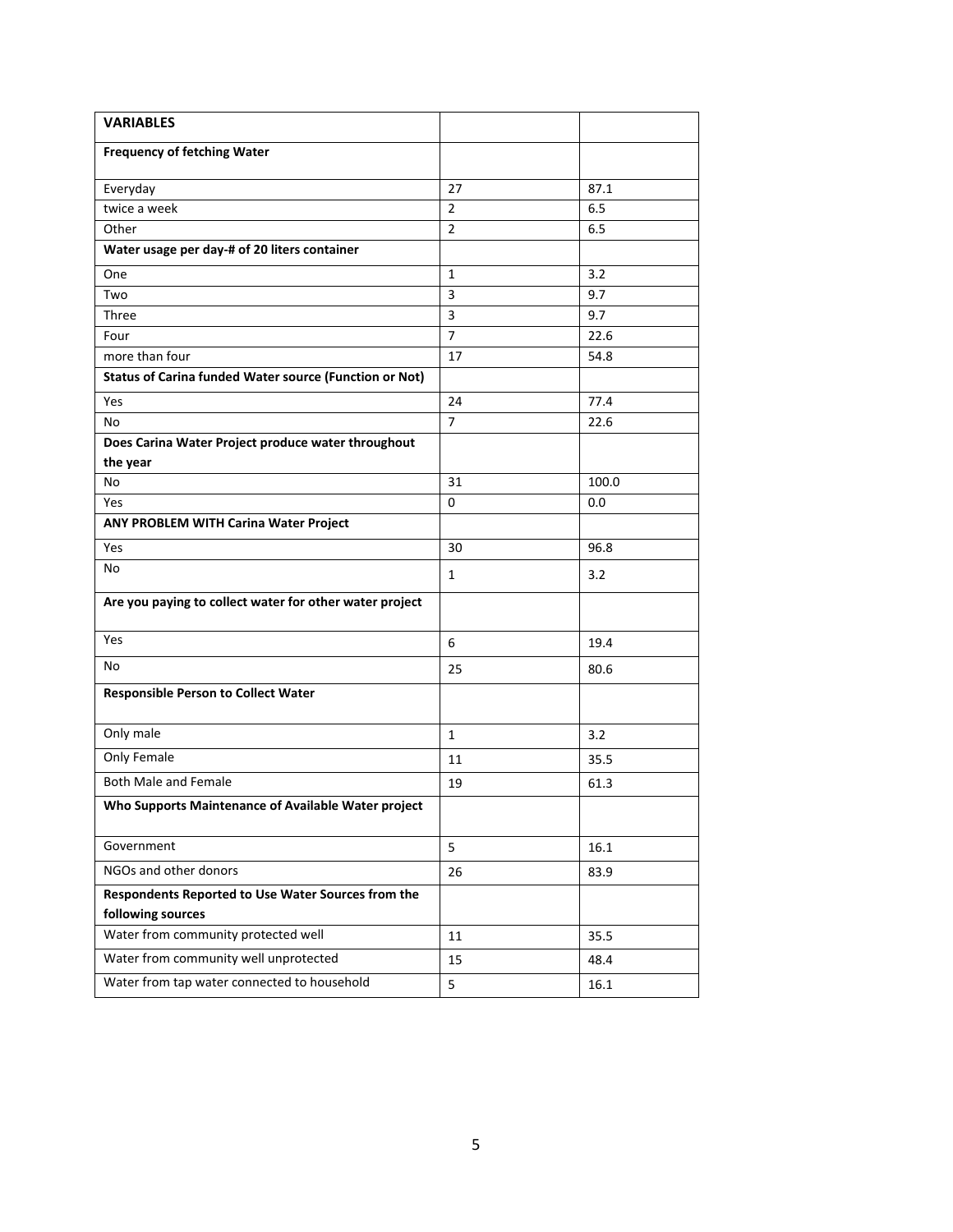| VARIABLES | | |
|---|---|---|
| **Frequency of fetching Water** | | |
| Everyday | 27 | 87.1 |
| twice a week | 2 | 6.5 |
| Other | 2 | 6.5 |
| **Water usage per day-# of 20 liters container** | | |
| One | 1 | 3.2 |
| Two | 3 | 9.7 |
| Three | 3 | 9.7 |
| Four | 7 | 22.6 |
| more than four | 17 | 54.8 |
| **Status of Carina funded Water source (Function or Not)** | | |
| Yes | 24 | 77.4 |
| No | 7 | 22.6 |
| **Does Carina Water Project produce water throughout the year** | | |
| No | 31 | 100.0 |
| Yes | 0 | 0.0 |
| **ANY PROBLEM WITH Carina Water Project** | | |
| Yes | 30 | 96.8 |
| No | 1 | 3.2 |
| **Are you paying to collect water for other water project** | | |
| Yes | 6 | 19.4 |
| No | 25 | 80.6 |
| **Responsible Person to Collect Water** | | |
| Only male | 1 | 3.2 |
| Only Female | 11 | 35.5 |
| Both Male and Female | 19 | 61.3 |
| **Who Supports Maintenance of Available Water project** | | |
| Government | 5 | 16.1 |
| NGOs and other donors | 26 | 83.9 |
| **Respondents Reported to Use Water Sources from the following sources** | | |
| Water from community protected well | 11 | 35.5 |
| Water from community well unprotected | 15 | 48.4 |
| Water from tap water connected to household | 5 | 16.1 |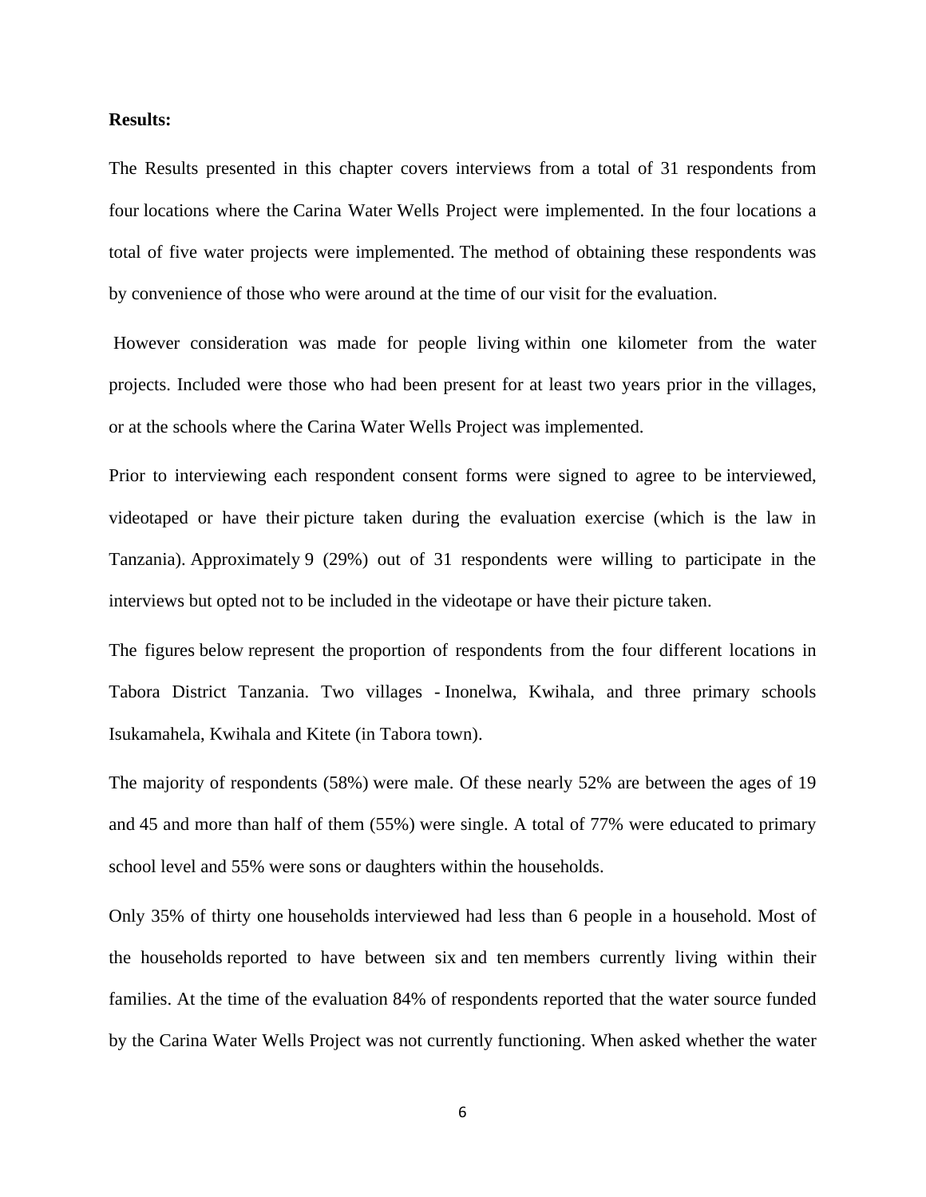**Results:**

The Results presented in this chapter covers interviews from a total of 31 respondents from four locations where the Carina Water Wells Project were implemented. In the four locations a total of five water projects were implemented. The method of obtaining these respondents was by convenience of those who were around at the time of our visit for the evaluation.

However consideration was made for people living within one kilometer from the water projects. Included were those who had been present for at least two years prior in the villages, or at the schools where the Carina Water Wells Project was implemented.

Prior to interviewing each respondent consent forms were signed to agree to be interviewed, videotaped or have their picture taken during the evaluation exercise (which is the law in Tanzania). Approximately 9 (29%) out of 31 respondents were willing to participate in the interviews but opted not to be included in the videotape or have their picture taken.

The figures below represent the proportion of respondents from the four different locations in Tabora District Tanzania. Two villages - Inonelwa, Kwihala, and three primary schools Isukamahela, Kwihala and Kitete (in Tabora town).

The majority of respondents (58%) were male. Of these nearly 52% are between the ages of 19 and 45 and more than half of them (55%) were single. A total of 77% were educated to primary school level and 55% were sons or daughters within the households.

Only 35% of thirty one households interviewed had less than 6 people in a household. Most of the households reported to have between six and ten members currently living within their families. At the time of the evaluation 84% of respondents reported that the water source funded by the Carina Water Wells Project was not currently functioning. When asked whether the water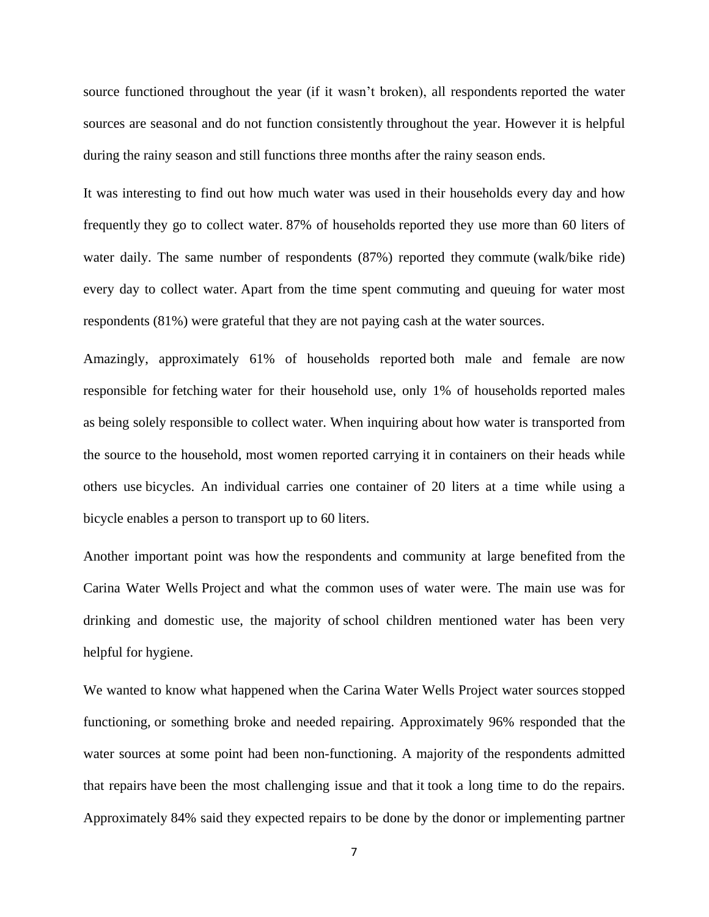source functioned throughout the year (if it wasn't broken), all respondents reported the water sources are seasonal and do not function consistently throughout the year. However it is helpful during the rainy season and still functions three months after the rainy season ends.

It was interesting to find out how much water was used in their households every day and how frequently they go to collect water. 87% of households reported they use more than 60 liters of water daily. The same number of respondents (87%) reported they commute (walk/bike ride) every day to collect water. Apart from the time spent commuting and queuing for water most respondents (81%) were grateful that they are not paying cash at the water sources.

Amazingly, approximately 61% of households reported both male and female are now responsible for fetching water for their household use, only 1% of households reported males as being solely responsible to collect water. When inquiring about how water is transported from the source to the household, most women reported carrying it in containers on their heads while others use bicycles. An individual carries one container of 20 liters at a time while using a bicycle enables a person to transport up to 60 liters.

Another important point was how the respondents and community at large benefited from the Carina Water Wells Project and what the common uses of water were. The main use was for drinking and domestic use, the majority of school children mentioned water has been very helpful for hygiene.

We wanted to know what happened when the Carina Water Wells Project water sources stopped functioning, or something broke and needed repairing. Approximately 96% responded that the water sources at some point had been non-functioning. A majority of the respondents admitted that repairs have been the most challenging issue and that it took a long time to do the repairs. Approximately 84% said they expected repairs to be done by the donor or implementing partner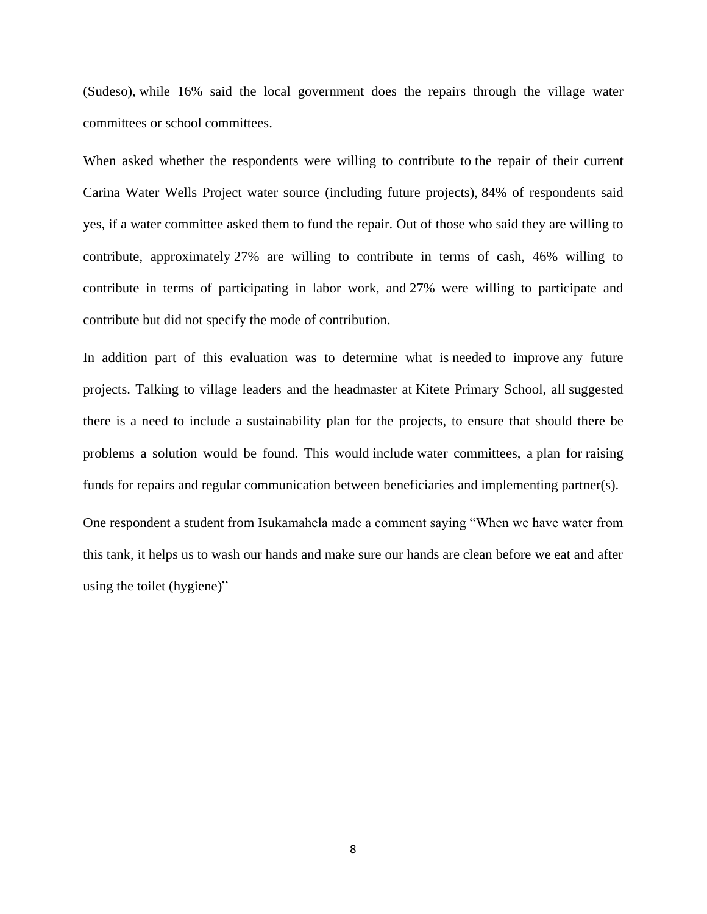(Sudeso), while 16% said the local government does the repairs through the village water committees or school committees.

When asked whether the respondents were willing to contribute to the repair of their current Carina Water Wells Project water source (including future projects), 84% of respondents said yes, if a water committee asked them to fund the repair. Out of those who said they are willing to contribute, approximately 27% are willing to contribute in terms of cash, 46% willing to contribute in terms of participating in labor work, and 27% were willing to participate and contribute but did not specify the mode of contribution.

In addition part of this evaluation was to determine what is needed to improve any future projects. Talking to village leaders and the headmaster at Kitete Primary School, all suggested there is a need to include a sustainability plan for the projects, to ensure that should there be problems a solution would be found. This would include water committees, a plan for raising funds for repairs and regular communication between beneficiaries and implementing partner(s).

One respondent a student from Isukamahela made a comment saying "When we have water from this tank, it helps us to wash our hands and make sure our hands are clean before we eat and after using the toilet (hygiene)"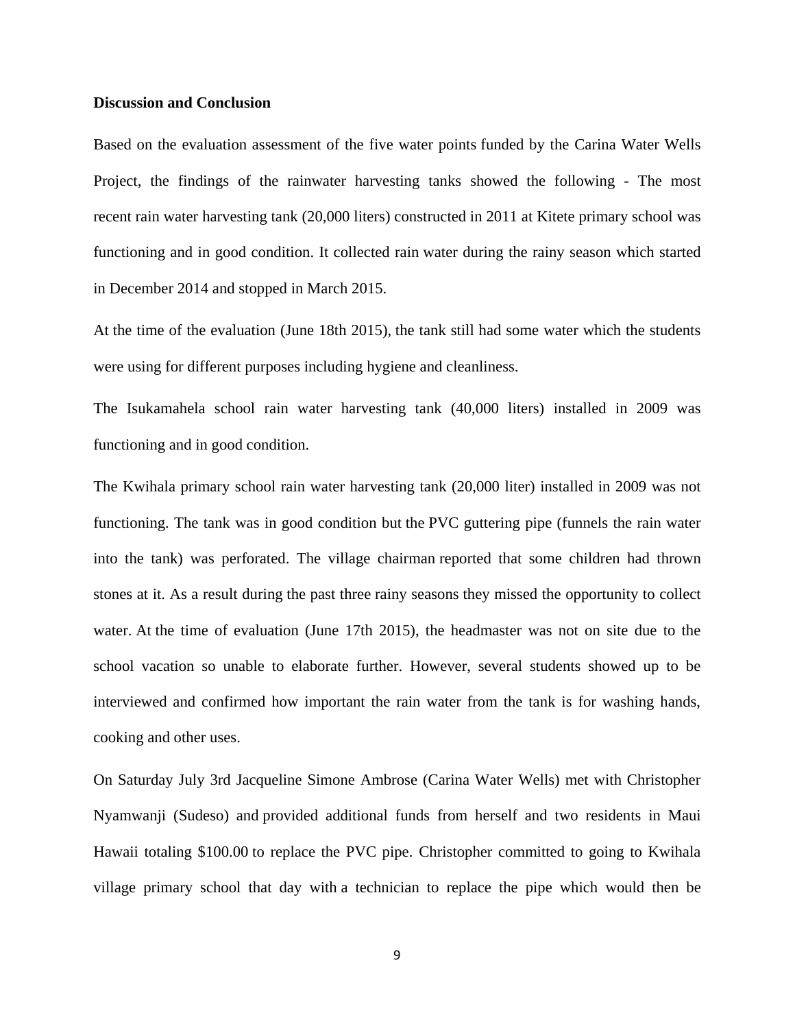**Discussion and Conclusion**

Based on the evaluation assessment of the five water points funded by the Carina Water Wells Project, the findings of the rainwater harvesting tanks showed the following - The most recent rain water harvesting tank (20,000 liters) constructed in 2011 at Kitete primary school was functioning and in good condition. It collected rain water during the rainy season which started in December 2014 and stopped in March 2015.

At the time of the evaluation (June 18th 2015), the tank still had some water which the students were using for different purposes including hygiene and cleanliness.

The Isukamahela school rain water harvesting tank (40,000 liters) installed in 2009 was functioning and in good condition.

The Kwihala primary school rain water harvesting tank (20,000 liter) installed in 2009 was not functioning. The tank was in good condition but the PVC guttering pipe (funnels the rain water into the tank) was perforated. The village chairman reported that some children had thrown stones at it. As a result during the past three rainy seasons they missed the opportunity to collect water. At the time of evaluation (June 17th 2015), the headmaster was not on site due to the school vacation so unable to elaborate further. However, several students showed up to be interviewed and confirmed how important the rain water from the tank is for washing hands, cooking and other uses.

On Saturday July 3rd Jacqueline Simone Ambrose (Carina Water Wells) met with Christopher Nyamwanji (Sudeso) and provided additional funds from herself and two residents in Maui Hawaii totaling $100.00 to replace the PVC pipe. Christopher committed to going to Kwihala village primary school that day with a technician to replace the pipe which would then be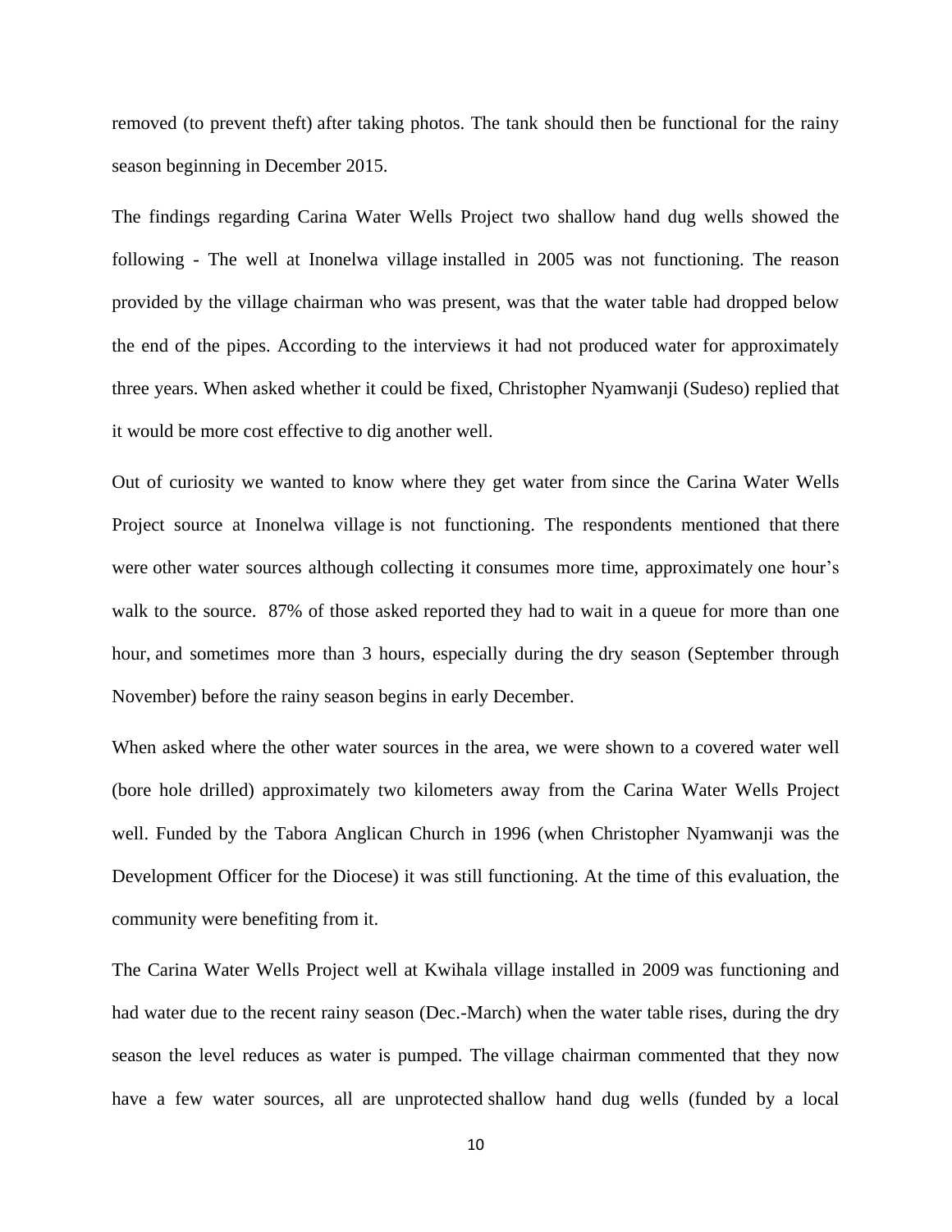removed (to prevent theft) after taking photos. The tank should then be functional for the rainy season beginning in December 2015.

The findings regarding Carina Water Wells Project two shallow hand dug wells showed the following - The well at Inonelwa village installed in 2005 was not functioning. The reason provided by the village chairman who was present, was that the water table had dropped below the end of the pipes. According to the interviews it had not produced water for approximately three years. When asked whether it could be fixed, Christopher Nyamwanji (Sudeso) replied that it would be more cost effective to dig another well.

Out of curiosity we wanted to know where they get water from since the Carina Water Wells Project source at Inonelwa village is not functioning. The respondents mentioned that there were other water sources although collecting it consumes more time, approximately one hour's walk to the source. 87% of those asked reported they had to wait in a queue for more than one hour, and sometimes more than 3 hours, especially during the dry season (September through November) before the rainy season begins in early December.

When asked where the other water sources in the area, we were shown to a covered water well (bore hole drilled) approximately two kilometers away from the Carina Water Wells Project well. Funded by the Tabora Anglican Church in 1996 (when Christopher Nyamwanji was the Development Officer for the Diocese) it was still functioning. At the time of this evaluation, the community were benefiting from it.

The Carina Water Wells Project well at Kwihala village installed in 2009 was functioning and had water due to the recent rainy season (Dec.-March) when the water table rises, during the dry season the level reduces as water is pumped. The village chairman commented that they now have a few water sources, all are unprotected shallow hand dug wells (funded by a local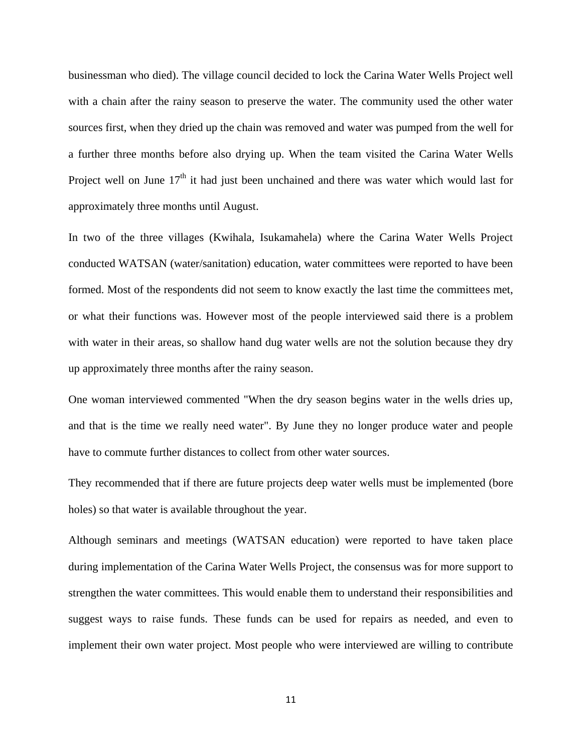businessman who died). The village council decided to lock the Carina Water Wells Project well with a chain after the rainy season to preserve the water. The community used the other water sources first, when they dried up the chain was removed and water was pumped from the well for a further three months before also drying up. When the team visited the Carina Water Wells Project well on June 17$^{th}$ it had just been unchained and there was water which would last for approximately three months until August.

In two of the three villages (Kwihala, Isukamahela) where the Carina Water Wells Project conducted WATSAN (water/sanitation) education, water committees were reported to have been formed. Most of the respondents did not seem to know exactly the last time the committees met, or what their functions was. However most of the people interviewed said there is a problem with water in their areas, so shallow hand dug water wells are not the solution because they dry up approximately three months after the rainy season.

One woman interviewed commented "When the dry season begins water in the wells dries up, and that is the time we really need water". By June they no longer produce water and people have to commute further distances to collect from other water sources.

They recommended that if there are future projects deep water wells must be implemented (bore holes) so that water is available throughout the year.

Although seminars and meetings (WATSAN education) were reported to have taken place during implementation of the Carina Water Wells Project, the consensus was for more support to strengthen the water committees. This would enable them to understand their responsibilities and suggest ways to raise funds. These funds can be used for repairs as needed, and even to implement their own water project. Most people who were interviewed are willing to contribute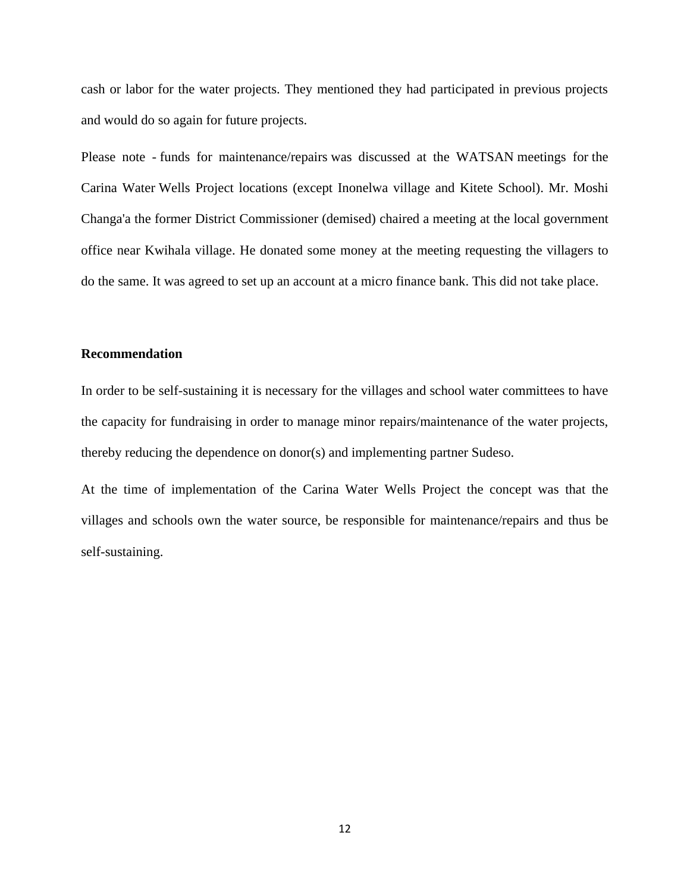cash or labor for the water projects. They mentioned they had participated in previous projects and would do so again for future projects.

Please note - funds for maintenance/repairs was discussed at the WATSAN meetings for the Carina Water Wells Project locations (except Inonelwa village and Kitete School). Mr. Moshi Changa'a the former District Commissioner (demised) chaired a meeting at the local government office near Kwihala village. He donated some money at the meeting requesting the villagers to do the same. It was agreed to set up an account at a micro finance bank. This did not take place.

**Recommendation**

In order to be self-sustaining it is necessary for the villages and school water committees to have the capacity for fundraising in order to manage minor repairs/maintenance of the water projects, thereby reducing the dependence on donor(s) and implementing partner Sudeso.

At the time of implementation of the Carina Water Wells Project the concept was that the villages and schools own the water source, be responsible for maintenance/repairs and thus be self-sustaining.